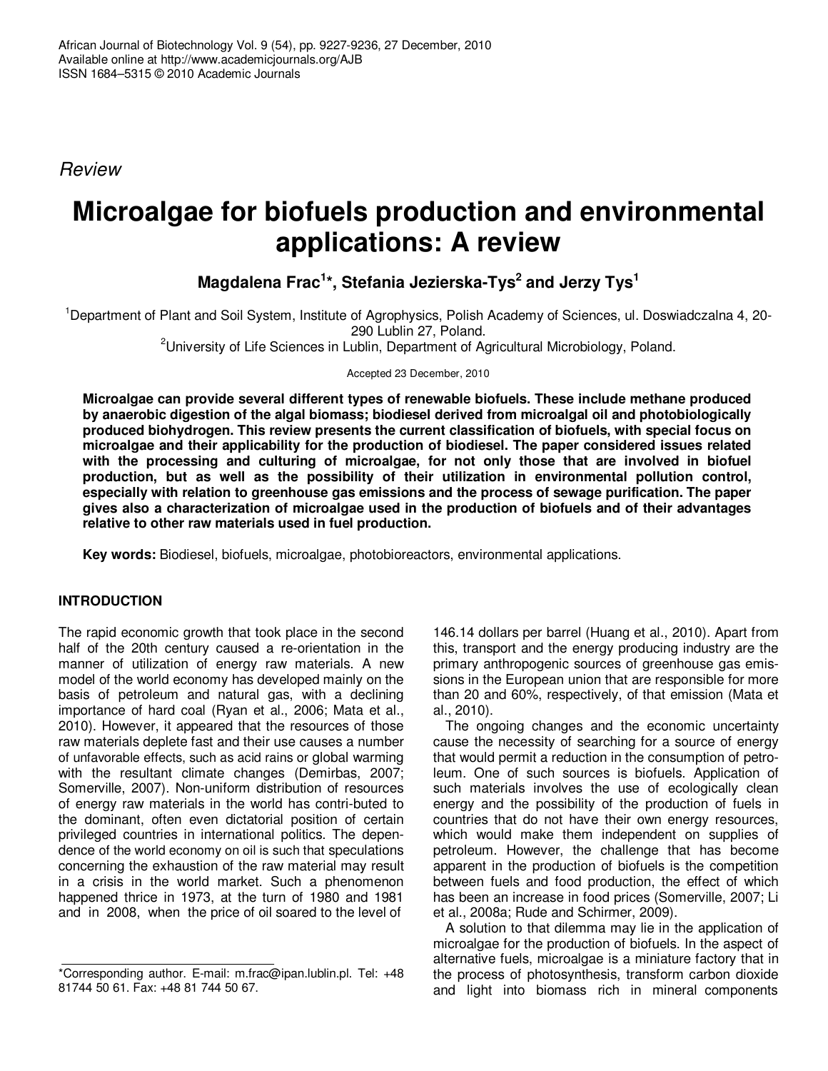*Review*

# Microalgae for biofuels production and environmental applications: A review

**Magdalena Frac[1]*, Stefania Jezierska-Tys[2] and Jerzy Tys[1]**

[1]Department of Plant and Soil System, Institute of Agrophysics, Polish Academy of Sciences, ul. Doswiadczalna 4, 20-290 Lublin 27, Poland.
[2]University of Life Sciences in Lublin, Department of Agricultural Microbiology, Poland.

Accepted 23 December, 2010

**Microalgae can provide several different types of renewable biofuels. These include methane produced by anaerobic digestion of the algal biomass; biodiesel derived from microalgal oil and photobiologically produced biohydrogen. This review presents the current classification of biofuels, with special focus on microalgae and their applicability for the production of biodiesel. The paper considered issues related with the processing and culturing of microalgae, for not only those that are involved in biofuel production, but as well as the possibility of their utilization in environmental pollution control, especially with relation to greenhouse gas emissions and the process of sewage purification. The paper gives also a characterization of microalgae used in the production of biofuels and of their advantages relative to other raw materials used in fuel production.**

**Key words:** Biodiesel, biofuels, microalgae, photobioreactors, environmental applications.

## INTRODUCTION

The rapid economic growth that took place in the second half of the 20th century caused a re-orientation in the manner of utilization of energy raw materials. A new model of the world economy has developed mainly on the basis of petroleum and natural gas, with a declining importance of hard coal (Ryan et al., 2006; Mata et al., 2010). However, it appeared that the resources of those raw materials deplete fast and their use causes a number of unfavorable effects, such as acid rains or global warming with the resultant climate changes (Demirbas, 2007; Somerville, 2007). Non-uniform distribution of resources of energy raw materials in the world has contri-buted to the dominant, often even dictatorial position of certain privileged countries in international politics. The dependence of the world economy on oil is such that speculations concerning the exhaustion of the raw material may result in a crisis in the world market. Such a phenomenon happened thrice in 1973, at the turn of 1980 and 1981 and in 2008, when the price of oil soared to the level of 146.14 dollars per barrel (Huang et al., 2010). Apart from this, transport and the energy producing industry are the primary anthropogenic sources of greenhouse gas emissions in the European union that are responsible for more than 20 and 60%, respectively, of that emission (Mata et al., 2010).

The ongoing changes and the economic uncertainty cause the necessity of searching for a source of energy that would permit a reduction in the consumption of petroleum. One of such sources is biofuels. Application of such materials involves the use of ecologically clean energy and the possibility of the production of fuels in countries that do not have their own energy resources, which would make them independent on supplies of petroleum. However, the challenge that has become apparent in the production of biofuels is the competition between fuels and food production, the effect of which has been an increase in food prices (Somerville, 2007; Li et al., 2008a; Rude and Schirmer, 2009).

A solution to that dilemma may lie in the application of microalgae for the production of biofuels. In the aspect of alternative fuels, microalgae is a miniature factory that in the process of photosynthesis, transform carbon dioxide and light into biomass rich in mineral components

*Corresponding author. E-mail: m.frac@ipan.lublin.pl. Tel: +48 81744 50 61. Fax: +48 81 744 50 67.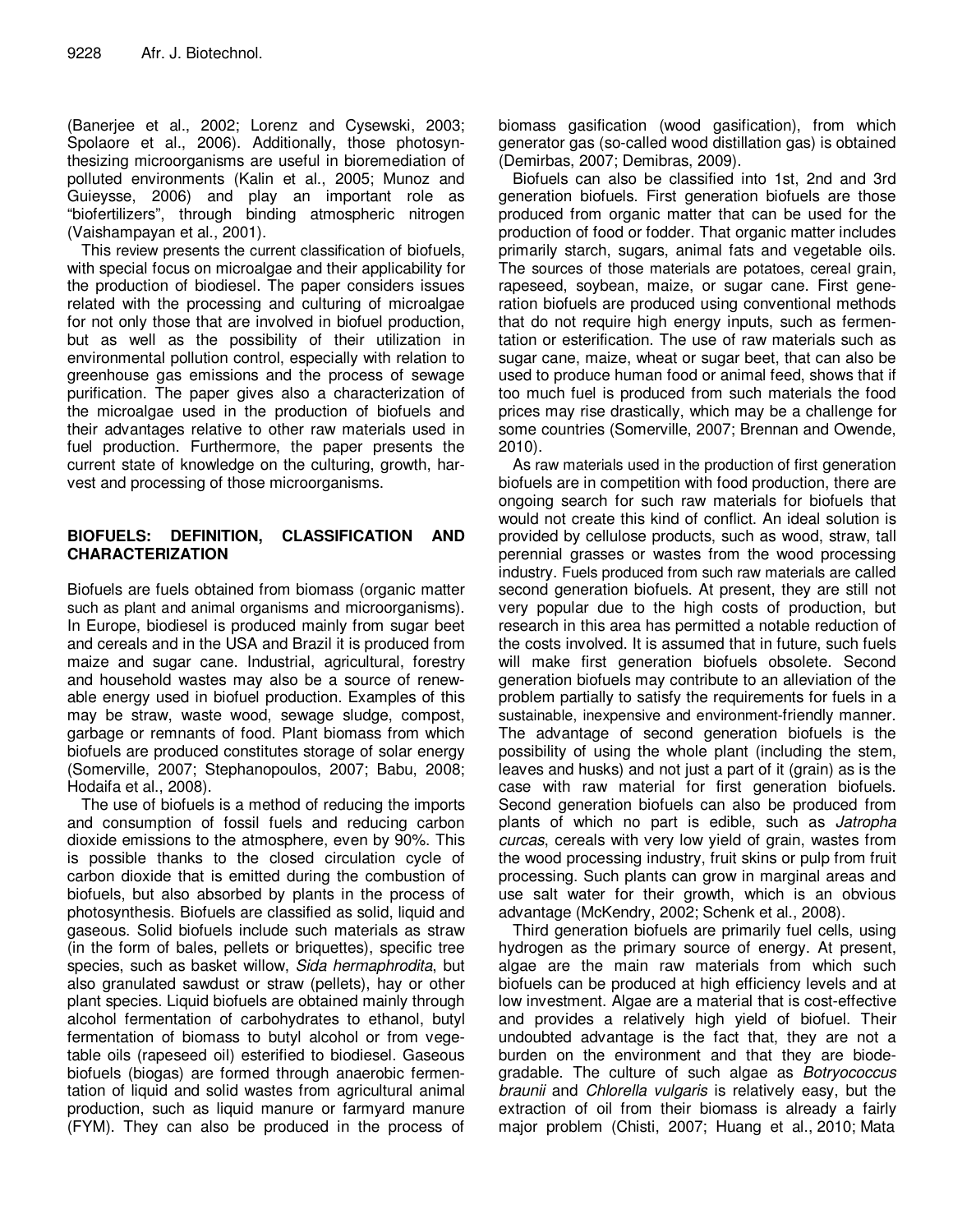(Banerjee et al., 2002; Lorenz and Cysewski, 2003; Spolaore et al., 2006). Additionally, those photosynthesizing microorganisms are useful in bioremediation of polluted environments (Kalin et al., 2005; Munoz and Guieysse, 2006) and play an important role as "biofertilizers", through binding atmospheric nitrogen (Vaishampayan et al., 2001).

This review presents the current classification of biofuels, with special focus on microalgae and their applicability for the production of biodiesel. The paper considers issues related with the processing and culturing of microalgae for not only those that are involved in biofuel production, but as well as the possibility of their utilization in environmental pollution control, especially with relation to greenhouse gas emissions and the process of sewage purification. The paper gives also a characterization of the microalgae used in the production of biofuels and their advantages relative to other raw materials used in fuel production. Furthermore, the paper presents the current state of knowledge on the culturing, growth, harvest and processing of those microorganisms.

## BIOFUELS: DEFINITION, CLASSIFICATION AND CHARACTERIZATION

Biofuels are fuels obtained from biomass (organic matter such as plant and animal organisms and microorganisms). In Europe, biodiesel is produced mainly from sugar beet and cereals and in the USA and Brazil it is produced from maize and sugar cane. Industrial, agricultural, forestry and household wastes may also be a source of renewable energy used in biofuel production. Examples of this may be straw, waste wood, sewage sludge, compost, garbage or remnants of food. Plant biomass from which biofuels are produced constitutes storage of solar energy (Somerville, 2007; Stephanopoulos, 2007; Babu, 2008; Hodaifa et al., 2008).

The use of biofuels is a method of reducing the imports and consumption of fossil fuels and reducing carbon dioxide emissions to the atmosphere, even by 90%. This is possible thanks to the closed circulation cycle of carbon dioxide that is emitted during the combustion of biofuels, but also absorbed by plants in the process of photosynthesis. Biofuels are classified as solid, liquid and gaseous. Solid biofuels include such materials as straw (in the form of bales, pellets or briquettes), specific tree species, such as basket willow, *Sida hermaphrodita*, but also granulated sawdust or straw (pellets), hay or other plant species. Liquid biofuels are obtained mainly through alcohol fermentation of carbohydrates to ethanol, butyl fermentation of biomass to butyl alcohol or from vegetable oils (rapeseed oil) esterified to biodiesel. Gaseous biofuels (biogas) are formed through anaerobic fermentation of liquid and solid wastes from agricultural animal production, such as liquid manure or farmyard manure (FYM). They can also be produced in the process of biomass gasification (wood gasification), from which generator gas (so-called wood distillation gas) is obtained (Demirbas, 2007; Demibras, 2009).

Biofuels can also be classified into 1st, 2nd and 3rd generation biofuels. First generation biofuels are those produced from organic matter that can be used for the production of food or fodder. That organic matter includes primarily starch, sugars, animal fats and vegetable oils. The sources of those materials are potatoes, cereal grain, rapeseed, soybean, maize, or sugar cane. First generation biofuels are produced using conventional methods that do not require high energy inputs, such as fermentation or esterification. The use of raw materials such as sugar cane, maize, wheat or sugar beet, that can also be used to produce human food or animal feed, shows that if too much fuel is produced from such materials the food prices may rise drastically, which may be a challenge for some countries (Somerville, 2007; Brennan and Owende, 2010).

As raw materials used in the production of first generation biofuels are in competition with food production, there are ongoing search for such raw materials for biofuels that would not create this kind of conflict. An ideal solution is provided by cellulose products, such as wood, straw, tall perennial grasses or wastes from the wood processing industry. Fuels produced from such raw materials are called second generation biofuels. At present, they are still not very popular due to the high costs of production, but research in this area has permitted a notable reduction of the costs involved. It is assumed that in future, such fuels will make first generation biofuels obsolete. Second generation biofuels may contribute to an alleviation of the problem partially to satisfy the requirements for fuels in a sustainable, inexpensive and environment-friendly manner. The advantage of second generation biofuels is the possibility of using the whole plant (including the stem, leaves and husks) and not just a part of it (grain) as is the case with raw material for first generation biofuels. Second generation biofuels can also be produced from plants of which no part is edible, such as *Jatropha curcas*, cereals with very low yield of grain, wastes from the wood processing industry, fruit skins or pulp from fruit processing. Such plants can grow in marginal areas and use salt water for their growth, which is an obvious advantage (McKendry, 2002; Schenk et al., 2008).

Third generation biofuels are primarily fuel cells, using hydrogen as the primary source of energy. At present, algae are the main raw materials from which such biofuels can be produced at high efficiency levels and at low investment. Algae are a material that is cost-effective and provides a relatively high yield of biofuel. Their undoubted advantage is the fact that, they are not a burden on the environment and that they are biodegradable. The culture of such algae as *Botryococcus braunii* and *Chlorella vulgaris* is relatively easy, but the extraction of oil from their biomass is already a fairly major problem (Chisti, 2007; Huang et al., 2010; Mata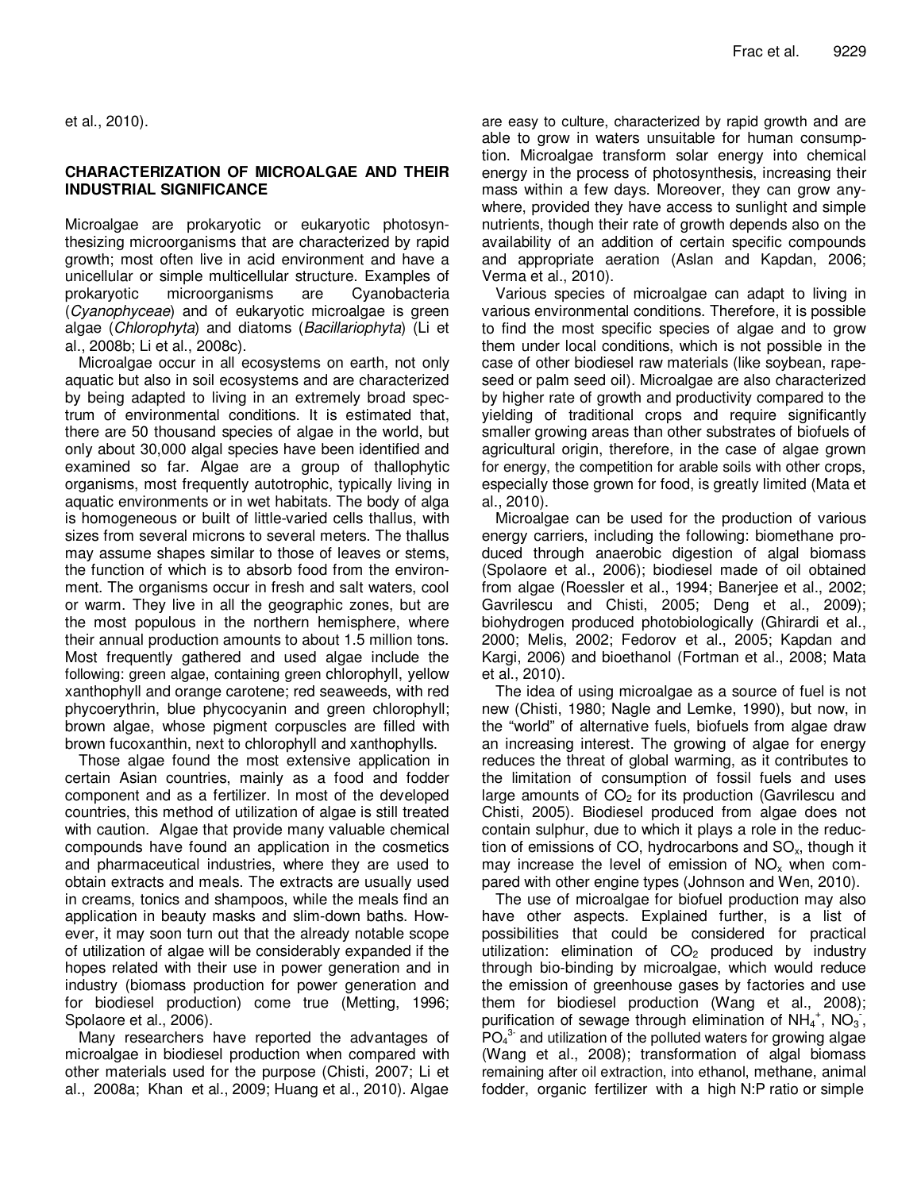et al., 2010).

## CHARACTERIZATION OF MICROALGAE AND THEIR INDUSTRIAL SIGNIFICANCE

Microalgae are prokaryotic or eukaryotic photosynthesizing microorganisms that are characterized by rapid growth; most often live in acid environment and have a unicellular or simple multicellular structure. Examples of prokaryotic microorganisms are Cyanobacteria (*Cyanophyceae*) and of eukaryotic microalgae is green algae (*Chlorophyta*) and diatoms (*Bacillariophyta*) (Li et al., 2008b; Li et al., 2008c).

Microalgae occur in all ecosystems on earth, not only aquatic but also in soil ecosystems and are characterized by being adapted to living in an extremely broad spectrum of environmental conditions. It is estimated that, there are 50 thousand species of algae in the world, but only about 30,000 algal species have been identified and examined so far. Algae are a group of thallophytic organisms, most frequently autotrophic, typically living in aquatic environments or in wet habitats. The body of alga is homogeneous or built of little-varied cells thallus, with sizes from several microns to several meters. The thallus may assume shapes similar to those of leaves or stems, the function of which is to absorb food from the environment. The organisms occur in fresh and salt waters, cool or warm. They live in all the geographic zones, but are the most populous in the northern hemisphere, where their annual production amounts to about 1.5 million tons. Most frequently gathered and used algae include the following: green algae, containing green chlorophyll, yellow xanthophyll and orange carotene; red seaweeds, with red phycoerythrin, blue phycocyanin and green chlorophyll; brown algae, whose pigment corpuscles are filled with brown fucoxanthin, next to chlorophyll and xanthophylls.

Those algae found the most extensive application in certain Asian countries, mainly as a food and fodder component and as a fertilizer. In most of the developed countries, this method of utilization of algae is still treated with caution. Algae that provide many valuable chemical compounds have found an application in the cosmetics and pharmaceutical industries, where they are used to obtain extracts and meals. The extracts are usually used in creams, tonics and shampoos, while the meals find an application in beauty masks and slim-down baths. However, it may soon turn out that the already notable scope of utilization of algae will be considerably expanded if the hopes related with their use in power generation and in industry (biomass production for power generation and for biodiesel production) come true (Metting, 1996; Spolaore et al., 2006).

Many researchers have reported the advantages of microalgae in biodiesel production when compared with other materials used for the purpose (Chisti, 2007; Li et al., 2008a; Khan et al., 2009; Huang et al., 2010). Algae are easy to culture, characterized by rapid growth and are able to grow in waters unsuitable for human consumption. Microalgae transform solar energy into chemical energy in the process of photosynthesis, increasing their mass within a few days. Moreover, they can grow anywhere, provided they have access to sunlight and simple nutrients, though their rate of growth depends also on the availability of an addition of certain specific compounds and appropriate aeration (Aslan and Kapdan, 2006; Verma et al., 2010).

Various species of microalgae can adapt to living in various environmental conditions. Therefore, it is possible to find the most specific species of algae and to grow them under local conditions, which is not possible in the case of other biodiesel raw materials (like soybean, rapeseed or palm seed oil). Microalgae are also characterized by higher rate of growth and productivity compared to the yielding of traditional crops and require significantly smaller growing areas than other substrates of biofuels of agricultural origin, therefore, in the case of algae grown for energy, the competition for arable soils with other crops, especially those grown for food, is greatly limited (Mata et al., 2010).

Microalgae can be used for the production of various energy carriers, including the following: biomethane produced through anaerobic digestion of algal biomass (Spolaore et al., 2006); biodiesel made of oil obtained from algae (Roessler et al., 1994; Banerjee et al., 2002; Gavrilescu and Chisti, 2005; Deng et al., 2009); biohydrogen produced photobiologically (Ghirardi et al., 2000; Melis, 2002; Fedorov et al., 2005; Kapdan and Kargi, 2006) and bioethanol (Fortman et al., 2008; Mata et al., 2010).

The idea of using microalgae as a source of fuel is not new (Chisti, 1980; Nagle and Lemke, 1990), but now, in the "world" of alternative fuels, biofuels from algae draw an increasing interest. The growing of algae for energy reduces the threat of global warming, as it contributes to the limitation of consumption of fossil fuels and uses large amounts of $CO_2$ for its production (Gavrilescu and Chisti, 2005). Biodiesel produced from algae does not contain sulphur, due to which it plays a role in the reduction of emissions of CO, hydrocarbons and $SO_x$, though it may increase the level of emission of $NO_x$ when compared with other engine types (Johnson and Wen, 2010).

The use of microalgae for biofuel production may also have other aspects. Explained further, is a list of possibilities that could be considered for practical utilization: elimination of $CO_2$ produced by industry through bio-binding by microalgae, which would reduce the emission of greenhouse gases by factories and use them for biodiesel production (Wang et al., 2008); purification of sewage through elimination of $NH_4^+$, $NO_3^-$, $PO_4^{3-}$ and utilization of the polluted waters for growing algae (Wang et al., 2008); transformation of algal biomass remaining after oil extraction, into ethanol, methane, animal fodder, organic fertilizer with a high N:P ratio or simple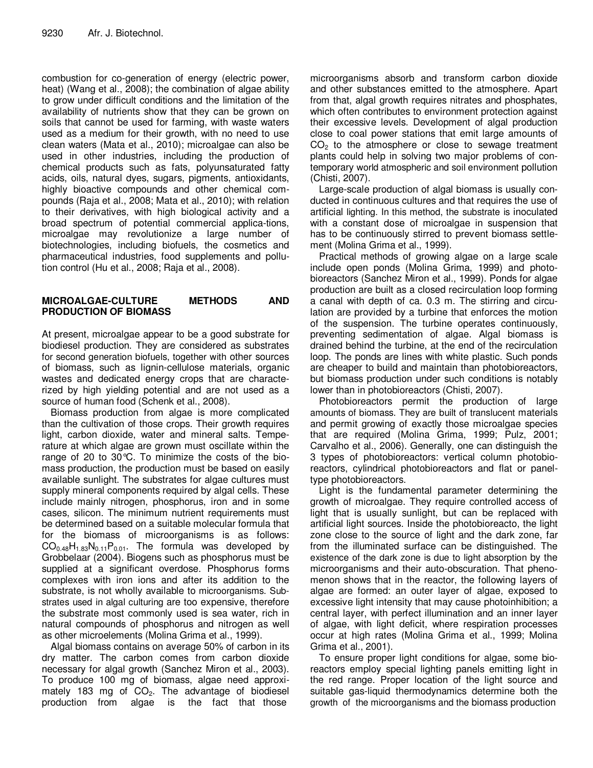combustion for co-generation of energy (electric power, heat) (Wang et al., 2008); the combination of algae ability to grow under difficult conditions and the limitation of the availability of nutrients show that they can be grown on soils that cannot be used for farming, with waste waters used as a medium for their growth, with no need to use clean waters (Mata et al., 2010); microalgae can also be used in other industries, including the production of chemical products such as fats, polyunsaturated fatty acids, oils, natural dyes, sugars, pigments, antioxidants, highly bioactive compounds and other chemical compounds (Raja et al., 2008; Mata et al., 2010); with relation to their derivatives, with high biological activity and a broad spectrum of potential commercial applica-tions, microalgae may revolutionize a large number of biotechnologies, including biofuels, the cosmetics and pharmaceutical industries, food supplements and pollution control (Hu et al., 2008; Raja et al., 2008).

## MICROALGAE-CULTURE METHODS AND PRODUCTION OF BIOMASS

At present, microalgae appear to be a good substrate for biodiesel production. They are considered as substrates for second generation biofuels, together with other sources of biomass, such as lignin-cellulose materials, organic wastes and dedicated energy crops that are characterized by high yielding potential and are not used as a source of human food (Schenk et al., 2008).

Biomass production from algae is more complicated than the cultivation of those crops. Their growth requires light, carbon dioxide, water and mineral salts. Temperature at which algae are grown must oscillate within the range of 20 to 30°C. To minimize the costs of the biomass production, the production must be based on easily available sunlight. The substrates for algae cultures must supply mineral components required by algal cells. These include mainly nitrogen, phosphorus, iron and in some cases, silicon. The minimum nutrient requirements must be determined based on a suitable molecular formula that for the biomass of microorganisms is as follows: $CO_{0.48}H_{1.83}N_{0.11}P_{0.01}$. The formula was developed by Grobbelaar (2004). Biogens such as phosphorus must be supplied at a significant overdose. Phosphorus forms complexes with iron ions and after its addition to the substrate, is not wholly available to microorganisms. Substrates used in algal culturing are too expensive, therefore the substrate most commonly used is sea water, rich in natural compounds of phosphorus and nitrogen as well as other microelements (Molina Grima et al., 1999).

Algal biomass contains on average 50% of carbon in its dry matter. The carbon comes from carbon dioxide necessary for algal growth (Sanchez Miron et al., 2003). To produce 100 mg of biomass, algae need approximately 183 mg of $CO_2$. The advantage of biodiesel production from algae is the fact that those microorganisms absorb and transform carbon dioxide and other substances emitted to the atmosphere. Apart from that, algal growth requires nitrates and phosphates, which often contributes to environment protection against their excessive levels. Development of algal production close to coal power stations that emit large amounts of $CO_2$ to the atmosphere or close to sewage treatment plants could help in solving two major problems of contemporary world atmospheric and soil environment pollution (Chisti, 2007).

Large-scale production of algal biomass is usually conducted in continuous cultures and that requires the use of artificial lighting. In this method, the substrate is inoculated with a constant dose of microalgae in suspension that has to be continuously stirred to prevent biomass settlement (Molina Grima et al., 1999).

Practical methods of growing algae on a large scale include open ponds (Molina Grima, 1999) and photobioreactors (Sanchez Miron et al., 1999). Ponds for algae production are built as a closed recirculation loop forming a canal with depth of ca. 0.3 m. The stirring and circulation are provided by a turbine that enforces the motion of the suspension. The turbine operates continuously, preventing sedimentation of algae. Algal biomass is drained behind the turbine, at the end of the recirculation loop. The ponds are lines with white plastic. Such ponds are cheaper to build and maintain than photobioreactors, but biomass production under such conditions is notably lower than in photobioreactors (Chisti, 2007).

Photobioreactors permit the production of large amounts of biomass. They are built of translucent materials and permit growing of exactly those microalgae species that are required (Molina Grima, 1999; Pulz, 2001; Carvalho et al., 2006). Generally, one can distinguish the 3 types of photobioreactors: vertical column photobioreactors, cylindrical photobioreactors and flat or panel-type photobioreactors.

Light is the fundamental parameter determining the growth of microalgae. They require controlled access of light that is usually sunlight, but can be replaced with artificial light sources. Inside the photobioreacto, the light zone close to the source of light and the dark zone, far from the illuminated surface can be distinguished. The existence of the dark zone is due to light absorption by the microorganisms and their auto-obscuration. That phenomenon shows that in the reactor, the following layers of algae are formed: an outer layer of algae, exposed to excessive light intensity that may cause photoinhibition; a central layer, with perfect illumination and an inner layer of algae, with light deficit, where respiration processes occur at high rates (Molina Grima et al., 1999; Molina Grima et al., 2001).

To ensure proper light conditions for algae, some bioreactors employ special lighting panels emitting light in the red range. Proper location of the light source and suitable gas-liquid thermodynamics determine both the growth of the microorganisms and the biomass production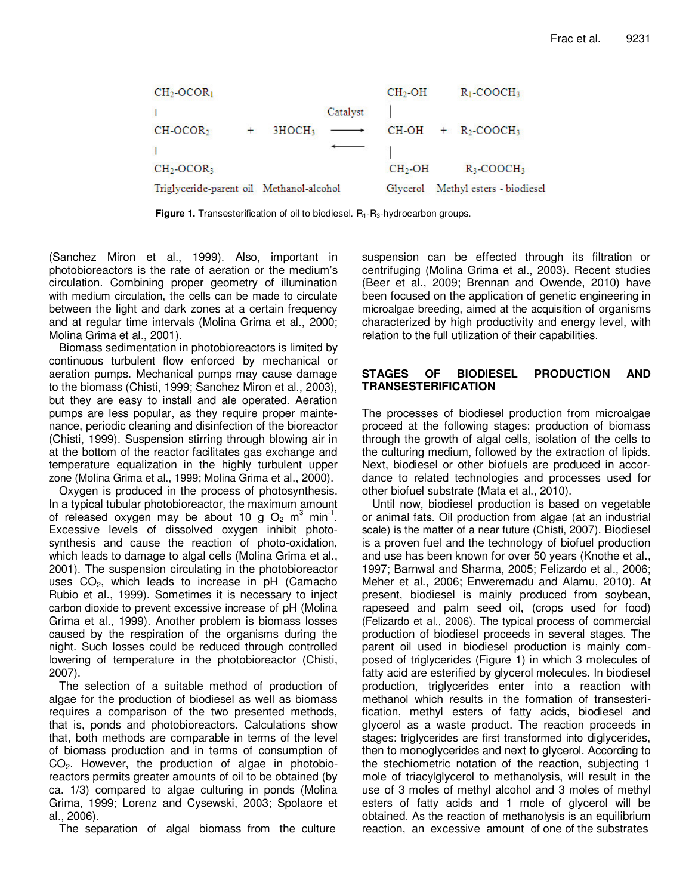$$
\begin{array}{lcccl}
\text{CH}_2\text{-OCOR}_1 & & & & \text{CH}_2\text{-OH} \qquad \text{R}_1\text{-COOCH}_3 \\
| & & \text{Catalyst} & & | \\
\text{CH-OCOR}_2 & + \quad 3\text{HOCH}_3 & \rightleftarrows & & \text{CH-OH} \quad + \quad \text{R}_2\text{-COOCH}_3 \\
| & & & & | \\
\text{CH}_2\text{-OCOR}_3 & & & & \text{CH}_2\text{-OH} \qquad \text{R}_3\text{-COOCH}_3 \\
\text{Triglyceride-parent oil} & \text{Methanol-alcohol} & & & \text{Glycerol} \quad \text{Methyl esters - biodiesel}
\end{array}
$$

**Figure 1.** Transesterification of oil to biodiesel. $R_1$-$R_3$-hydrocarbon groups.

(Sanchez Miron et al., 1999). Also, important in photobioreactors is the rate of aeration or the medium's circulation. Combining proper geometry of illumination with medium circulation, the cells can be made to circulate between the light and dark zones at a certain frequency and at regular time intervals (Molina Grima et al., 2000; Molina Grima et al., 2001).

Biomass sedimentation in photobioreactors is limited by continuous turbulent flow enforced by mechanical or aeration pumps. Mechanical pumps may cause damage to the biomass (Chisti, 1999; Sanchez Miron et al., 2003), but they are easy to install and ale operated. Aeration pumps are less popular, as they require proper maintenance, periodic cleaning and disinfection of the bioreactor (Chisti, 1999). Suspension stirring through blowing air in at the bottom of the reactor facilitates gas exchange and temperature equalization in the highly turbulent upper zone (Molina Grima et al., 1999; Molina Grima et al., 2000).

Oxygen is produced in the process of photosynthesis. In a typical tubular photobioreactor, the maximum amount of released oxygen may be about 10 g $O_2$ $m^3$ $min^{-1}$. Excessive levels of dissolved oxygen inhibit photosynthesis and cause the reaction of photo-oxidation, which leads to damage to algal cells (Molina Grima et al., 2001). The suspension circulating in the photobioreactor uses $CO_2$, which leads to increase in pH (Camacho Rubio et al., 1999). Sometimes it is necessary to inject carbon dioxide to prevent excessive increase of pH (Molina Grima et al., 1999). Another problem is biomass losses caused by the respiration of the organisms during the night. Such losses could be reduced through controlled lowering of temperature in the photobioreactor (Chisti, 2007).

The selection of a suitable method of production of algae for the production of biodiesel as well as biomass requires a comparison of the two presented methods, that is, ponds and photobioreactors. Calculations show that, both methods are comparable in terms of the level of biomass production and in terms of consumption of $CO_2$. However, the production of algae in photobioreactors permits greater amounts of oil to be obtained (by ca. 1/3) compared to algae culturing in ponds (Molina Grima, 1999; Lorenz and Cysewski, 2003; Spolaore et al., 2006).

The separation of algal biomass from the culture suspension can be effected through its filtration or centrifuging (Molina Grima et al., 2003). Recent studies (Beer et al., 2009; Brennan and Owende, 2010) have been focused on the application of genetic engineering in microalgae breeding, aimed at the acquisition of organisms characterized by high productivity and energy level, with relation to the full utilization of their capabilities.

## STAGES OF BIODIESEL PRODUCTION AND TRANSESTERIFICATION

The processes of biodiesel production from microalgae proceed at the following stages: production of biomass through the growth of algal cells, isolation of the cells to the culturing medium, followed by the extraction of lipids. Next, biodiesel or other biofuels are produced in accordance to related technologies and processes used for other biofuel substrate (Mata et al., 2010).

Until now, biodiesel production is based on vegetable or animal fats. Oil production from algae (at an industrial scale) is the matter of a near future (Chisti, 2007). Biodiesel is a proven fuel and the technology of biofuel production and use has been known for over 50 years (Knothe et al., 1997; Barnwal and Sharma, 2005; Felizardo et al., 2006; Meher et al., 2006; Enweremadu and Alamu, 2010). At present, biodiesel is mainly produced from soybean, rapeseed and palm seed oil, (crops used for food) (Felizardo et al., 2006). The typical process of commercial production of biodiesel proceeds in several stages. The parent oil used in biodiesel production is mainly composed of triglycerides (Figure 1) in which 3 molecules of fatty acid are esterified by glycerol molecules. In biodiesel production, triglycerides enter into a reaction with methanol which results in the formation of transesterification, methyl esters of fatty acids, biodiesel and glycerol as a waste product. The reaction proceeds in stages: triglycerides are first transformed into diglycerides, then to monoglycerides and next to glycerol. According to the stechiometric notation of the reaction, subjecting 1 mole of triacylglycerol to methanolysis, will result in the use of 3 moles of methyl alcohol and 3 moles of methyl esters of fatty acids and 1 mole of glycerol will be obtained. As the reaction of methanolysis is an equilibrium reaction, an excessive amount of one of the substrates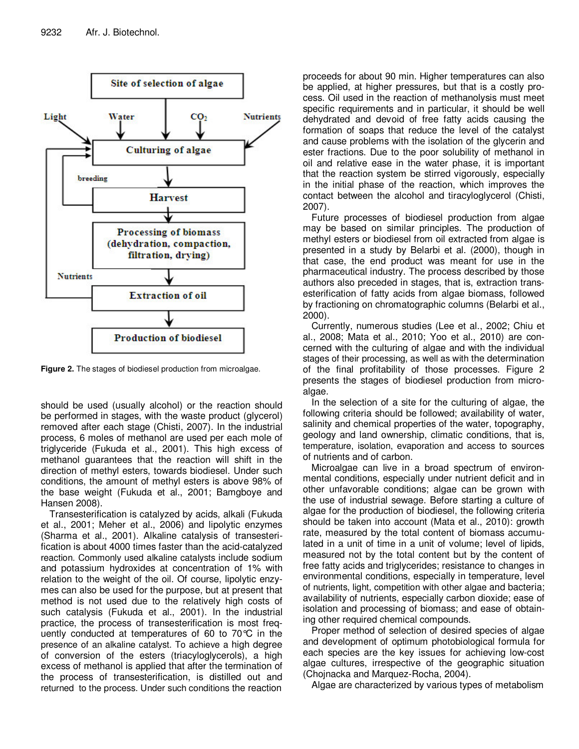Figure 2. The stages of biodiesel production from microalgae.

should be used (usually alcohol) or the reaction should be performed in stages, with the waste product (glycerol) removed after each stage (Chisti, 2007). In the industrial process, 6 moles of methanol are used per each mole of triglyceride (Fukuda et al., 2001). This high excess of methanol guarantees that the reaction will shift in the direction of methyl esters, towards biodiesel. Under such conditions, the amount of methyl esters is above 98% of the base weight (Fukuda et al., 2001; Bamgboye and Hansen 2008).

Transesterification is catalyzed by acids, alkali (Fukuda et al., 2001; Meher et al., 2006) and lipolytic enzymes (Sharma et al., 2001). Alkaline catalysis of transesterification is about 4000 times faster than the acid-catalyzed reaction. Commonly used alkaline catalysts include sodium and potassium hydroxides at concentration of 1% with relation to the weight of the oil. Of course, lipolytic enzymes can also be used for the purpose, but at present that method is not used due to the relatively high costs of such catalysis (Fukuda et al., 2001). In the industrial practice, the process of transesterification is most frequently conducted at temperatures of 60 to 70°C in the presence of an alkaline catalyst. To achieve a high degree of conversion of the esters (triacyloglycerols), a high excess of methanol is applied that after the termination of the process of transesterification, is distilled out and returned to the process. Under such conditions the reaction proceeds for about 90 min. Higher temperatures can also be applied, at higher pressures, but that is a costly process. Oil used in the reaction of methanolysis must meet specific requirements and in particular, it should be well dehydrated and devoid of free fatty acids causing the formation of soaps that reduce the level of the catalyst and cause problems with the isolation of the glycerin and ester fractions. Due to the poor solubility of methanol in oil and relative ease in the water phase, it is important that the reaction system be stirred vigorously, especially in the initial phase of the reaction, which improves the contact between the alcohol and tiracyloglycerol (Chisti, 2007).

Future processes of biodiesel production from algae may be based on similar principles. The production of methyl esters or biodiesel from oil extracted from algae is presented in a study by Belarbi et al. (2000), though in that case, the end product was meant for use in the pharmaceutical industry. The process described by those authors also preceded in stages, that is, extraction transesterification of fatty acids from algae biomass, followed by fractioning on chromatographic columns (Belarbi et al., 2000).

Currently, numerous studies (Lee et al., 2002; Chiu et al., 2008; Mata et al., 2010; Yoo et al., 2010) are concerned with the culturing of algae and with the individual stages of their processing, as well as with the determination of the final profitability of those processes. Figure 2 presents the stages of biodiesel production from microalgae.

In the selection of a site for the culturing of algae, the following criteria should be followed; availability of water, salinity and chemical properties of the water, topography, geology and land ownership, climatic conditions, that is, temperature, isolation, evaporation and access to sources of nutrients and of carbon.

Microalgae can live in a broad spectrum of environmental conditions, especially under nutrient deficit and in other unfavorable conditions; algae can be grown with the use of industrial sewage. Before starting a culture of algae for the production of biodiesel, the following criteria should be taken into account (Mata et al., 2010): growth rate, measured by the total content of biomass accumulated in a unit of time in a unit of volume; level of lipids, measured not by the total content but by the content of free fatty acids and triglycerides; resistance to changes in environmental conditions, especially in temperature, level of nutrients, light, competition with other algae and bacteria; availability of nutrients, especially carbon dioxide; ease of isolation and processing of biomass; and ease of obtaining other required chemical compounds.

Proper method of selection of desired species of algae and development of optimum photobiological formula for each species are the key issues for achieving low-cost algae cultures, irrespective of the geographic situation (Chojnacka and Marquez-Rocha, 2004).

Algae are characterized by various types of metabolism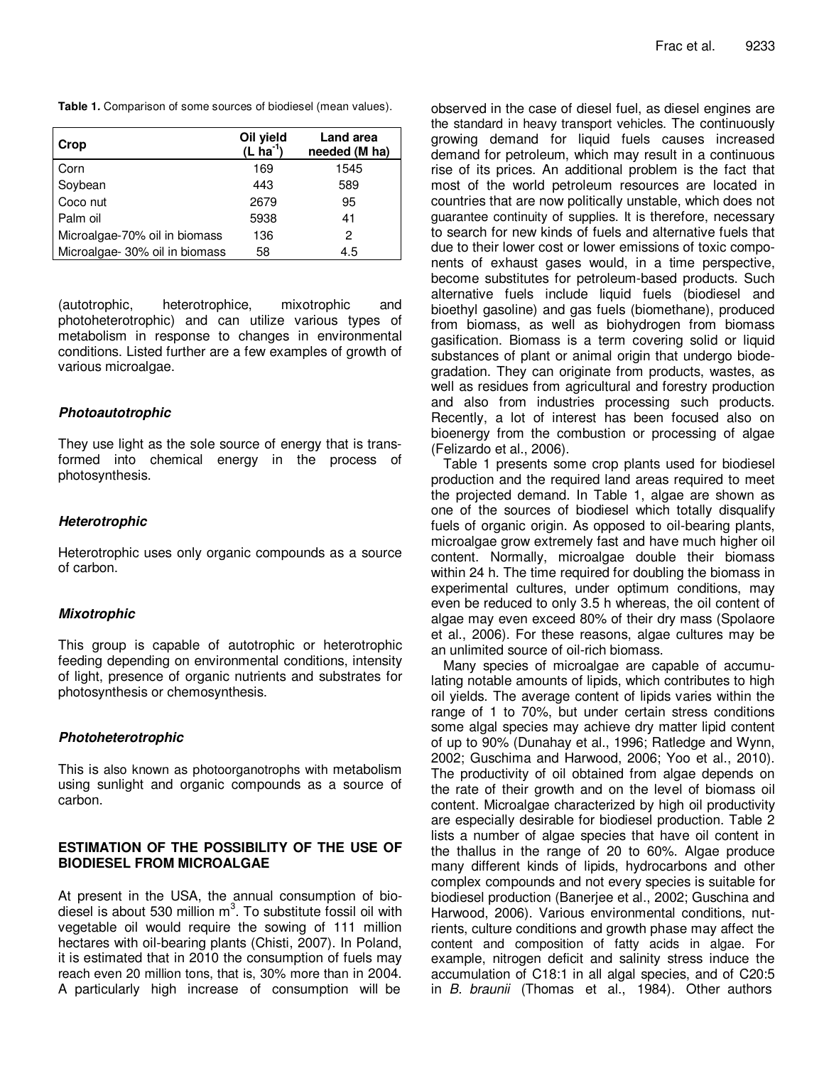**Table 1.** Comparison of some sources of biodiesel (mean values).

| Crop | Oil yield (L $ha^{-1}$) | Land area needed (M ha) |
|---|---|---|
| Corn | 169 | 1545 |
| Soybean | 443 | 589 |
| Coco nut | 2679 | 95 |
| Palm oil | 5938 | 41 |
| Microalgae-70% oil in biomass | 136 | 2 |
| Microalgae- 30% oil in biomass | 58 | 4.5 |

(autotrophic, heterotrophice, mixotrophic and photoheterotrophic) and can utilize various types of metabolism in response to changes in environmental conditions. Listed further are a few examples of growth of various microalgae.

### *Photoautotrophic*

They use light as the sole source of energy that is transformed into chemical energy in the process of photosynthesis.

### *Heterotrophic*

Heterotrophic uses only organic compounds as a source of carbon.

### *Mixotrophic*

This group is capable of autotrophic or heterotrophic feeding depending on environmental conditions, intensity of light, presence of organic nutrients and substrates for photosynthesis or chemosynthesis.

### *Photoheterotrophic*

This is also known as photoorganotrophs with metabolism using sunlight and organic compounds as a source of carbon.

## ESTIMATION OF THE POSSIBILITY OF THE USE OF BIODIESEL FROM MICROALGAE

At present in the USA, the annual consumption of biodiesel is about 530 million $m^3$. To substitute fossil oil with vegetable oil would require the sowing of 111 million hectares with oil-bearing plants (Chisti, 2007). In Poland, it is estimated that in 2010 the consumption of fuels may reach even 20 million tons, that is, 30% more than in 2004. A particularly high increase of consumption will be observed in the case of diesel fuel, as diesel engines are the standard in heavy transport vehicles. The continuously growing demand for liquid fuels causes increased demand for petroleum, which may result in a continuous rise of its prices. An additional problem is the fact that most of the world petroleum resources are located in countries that are now politically unstable, which does not guarantee continuity of supplies. It is therefore, necessary to search for new kinds of fuels and alternative fuels that due to their lower cost or lower emissions of toxic components of exhaust gases would, in a time perspective, become substitutes for petroleum-based products. Such alternative fuels include liquid fuels (biodiesel and bioethyl gasoline) and gas fuels (biomethane), produced from biomass, as well as biohydrogen from biomass gasification. Biomass is a term covering solid or liquid substances of plant or animal origin that undergo biodegradation. They can originate from products, wastes, as well as residues from agricultural and forestry production and also from industries processing such products. Recently, a lot of interest has been focused also on bioenergy from the combustion or processing of algae (Felizardo et al., 2006).

Table 1 presents some crop plants used for biodiesel production and the required land areas required to meet the projected demand. In Table 1, algae are shown as one of the sources of biodiesel which totally disqualify fuels of organic origin. As opposed to oil-bearing plants, microalgae grow extremely fast and have much higher oil content. Normally, microalgae double their biomass within 24 h. The time required for doubling the biomass in experimental cultures, under optimum conditions, may even be reduced to only 3.5 h whereas, the oil content of algae may even exceed 80% of their dry mass (Spolaore et al., 2006). For these reasons, algae cultures may be an unlimited source of oil-rich biomass.

Many species of microalgae are capable of accumulating notable amounts of lipids, which contributes to high oil yields. The average content of lipids varies within the range of 1 to 70%, but under certain stress conditions some algal species may achieve dry matter lipid content of up to 90% (Dunahay et al., 1996; Ratledge and Wynn, 2002; Guschima and Harwood, 2006; Yoo et al., 2010). The productivity of oil obtained from algae depends on the rate of their growth and on the level of biomass oil content. Microalgae characterized by high oil productivity are especially desirable for biodiesel production. Table 2 lists a number of algae species that have oil content in the thallus in the range of 20 to 60%. Algae produce many different kinds of lipids, hydrocarbons and other complex compounds and not every species is suitable for biodiesel production (Banerjee et al., 2002; Guschina and Harwood, 2006). Various environmental conditions, nutrients, culture conditions and growth phase may affect the content and composition of fatty acids in algae. For example, nitrogen deficit and salinity stress induce the accumulation of C18:1 in all algal species, and of C20:5 in *B. braunii* (Thomas et al., 1984). Other authors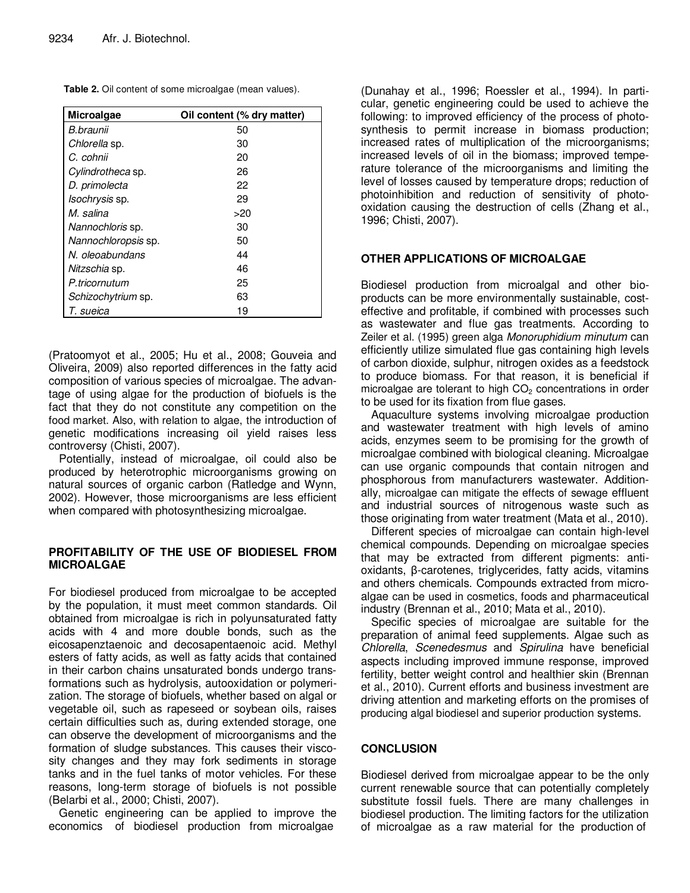**Table 2.** Oil content of some microalgae (mean values).

| Microalgae | Oil content (% dry matter) |
|---|---|
| *B.braunii* | 50 |
| *Chlorella* sp. | 30 |
| *C. cohnii* | 20 |
| *Cylindrotheca* sp. | 26 |
| *D. primolecta* | 22 |
| *Isochrysis* sp. | 29 |
| *M. salina* | >20 |
| *Nannochloris* sp. | 30 |
| *Nannochloropsis* sp. | 50 |
| *N. oleoabundans* | 44 |
| *Nitzschia* sp. | 46 |
| *P.tricornutum* | 25 |
| *Schizochytrium* sp. | 63 |
| *T. sueica* | 19 |

(Pratoomyot et al., 2005; Hu et al., 2008; Gouveia and Oliveira, 2009) also reported differences in the fatty acid composition of various species of microalgae. The advantage of using algae for the production of biofuels is the fact that they do not constitute any competition on the food market. Also, with relation to algae, the introduction of genetic modifications increasing oil yield raises less controversy (Chisti, 2007).

Potentially, instead of microalgae, oil could also be produced by heterotrophic microorganisms growing on natural sources of organic carbon (Ratledge and Wynn, 2002). However, those microorganisms are less efficient when compared with photosynthesizing microalgae.

## PROFITABILITY OF THE USE OF BIODIESEL FROM MICROALGAE

For biodiesel produced from microalgae to be accepted by the population, it must meet common standards. Oil obtained from microalgae is rich in polyunsaturated fatty acids with 4 and more double bonds, such as the eicosapenztaenoic and decosapentaenoic acid. Methyl esters of fatty acids, as well as fatty acids that contained in their carbon chains unsaturated bonds undergo transformations such as hydrolysis, autooxidation or polymerization. The storage of biofuels, whether based on algal or vegetable oil, such as rapeseed or soybean oils, raises certain difficulties such as, during extended storage, one can observe the development of microorganisms and the formation of sludge substances. This causes their viscosity changes and they may fork sediments in storage tanks and in the fuel tanks of motor vehicles. For these reasons, long-term storage of biofuels is not possible (Belarbi et al., 2000; Chisti, 2007).

Genetic engineering can be applied to improve the economics of biodiesel production from microalgae (Dunahay et al., 1996; Roessler et al., 1994). In particular, genetic engineering could be used to achieve the following: to improved efficiency of the process of photosynthesis to permit increase in biomass production; increased rates of multiplication of the microorganisms; increased levels of oil in the biomass; improved temperature tolerance of the microorganisms and limiting the level of losses caused by temperature drops; reduction of photoinhibition and reduction of sensitivity of photooxidation causing the destruction of cells (Zhang et al., 1996; Chisti, 2007).

## OTHER APPLICATIONS OF MICROALGAE

Biodiesel production from microalgal and other bioproducts can be more environmentally sustainable, cost-effective and profitable, if combined with processes such as wastewater and flue gas treatments. According to Zeiler et al. (1995) green alga *Monoruphidium minutum* can efficiently utilize simulated flue gas containing high levels of carbon dioxide, sulphur, nitrogen oxides as a feedstock to produce biomass. For that reason, it is beneficial if microalgae are tolerant to high $CO_2$ concentrations in order to be used for its fixation from flue gases.

Aquaculture systems involving microalgae production and wastewater treatment with high levels of amino acids, enzymes seem to be promising for the growth of microalgae combined with biological cleaning. Microalgae can use organic compounds that contain nitrogen and phosphorous from manufacturers wastewater. Additionally, microalgae can mitigate the effects of sewage effluent and industrial sources of nitrogenous waste such as those originating from water treatment (Mata et al., 2010).

Different species of microalgae can contain high-level chemical compounds. Depending on microalgae species that may be extracted from different pigments: antioxidants, β-carotenes, triglycerides, fatty acids, vitamins and others chemicals. Compounds extracted from microalgae can be used in cosmetics, foods and pharmaceutical industry (Brennan et al., 2010; Mata et al., 2010).

Specific species of microalgae are suitable for the preparation of animal feed supplements. Algae such as *Chlorella*, *Scenedesmus* and *Spirulina* have beneficial aspects including improved immune response, improved fertility, better weight control and healthier skin (Brennan et al., 2010). Current efforts and business investment are driving attention and marketing efforts on the promises of producing algal biodiesel and superior production systems.

## CONCLUSION

Biodiesel derived from microalgae appear to be the only current renewable source that can potentially completely substitute fossil fuels. There are many challenges in biodiesel production. The limiting factors for the utilization of microalgae as a raw material for the production of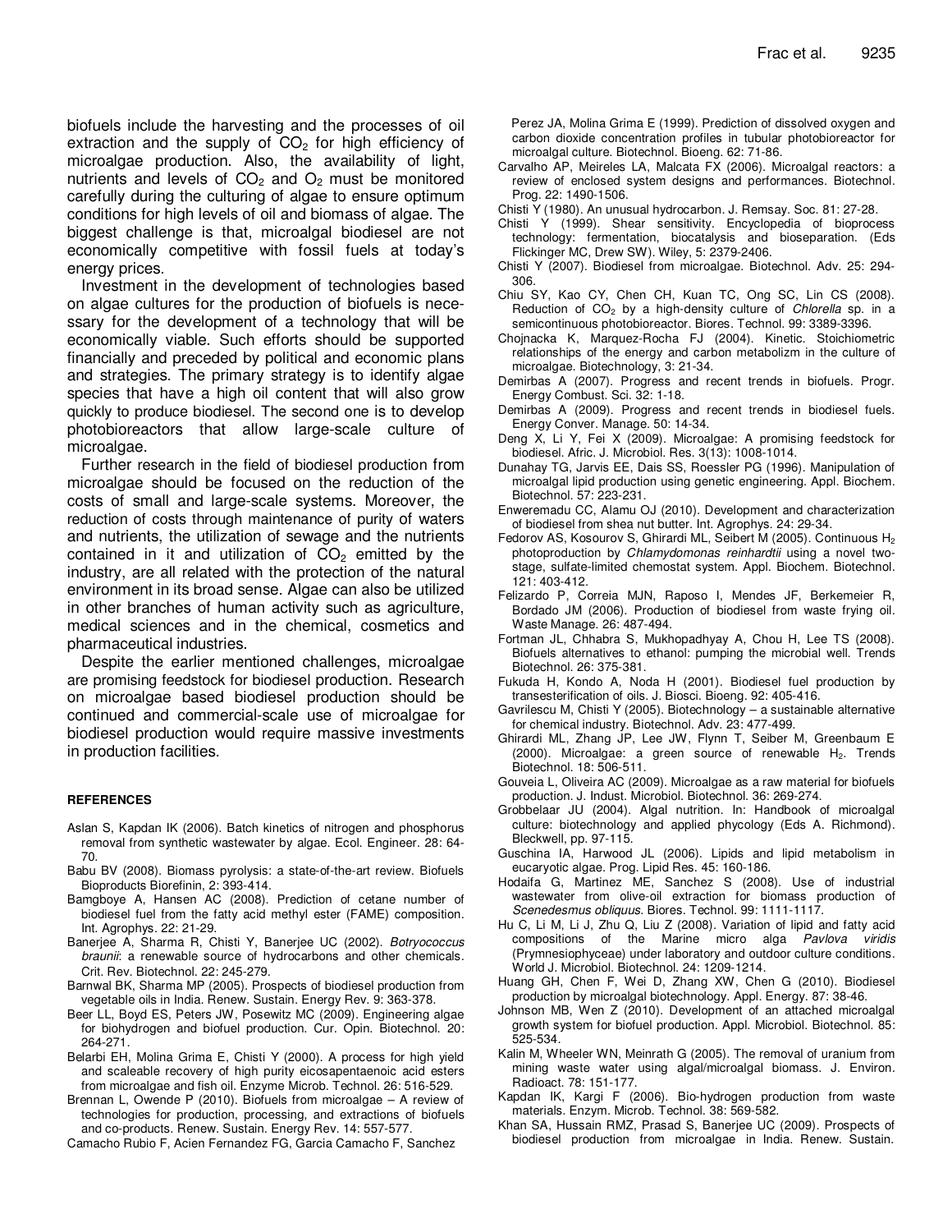biofuels include the harvesting and the processes of oil extraction and the supply of $CO_2$ for high efficiency of microalgae production. Also, the availability of light, nutrients and levels of $CO_2$ and $O_2$ must be monitored carefully during the culturing of algae to ensure optimum conditions for high levels of oil and biomass of algae. The biggest challenge is that, microalgal biodiesel are not economically competitive with fossil fuels at today's energy prices.

Investment in the development of technologies based on algae cultures for the production of biofuels is necessary for the development of a technology that will be economically viable. Such efforts should be supported financially and preceded by political and economic plans and strategies. The primary strategy is to identify algae species that have a high oil content that will also grow quickly to produce biodiesel. The second one is to develop photobioreactors that allow large-scale culture of microalgae.

Further research in the field of biodiesel production from microalgae should be focused on the reduction of the costs of small and large-scale systems. Moreover, the reduction of costs through maintenance of purity of waters and nutrients, the utilization of sewage and the nutrients contained in it and utilization of $CO_2$ emitted by the industry, are all related with the protection of the natural environment in its broad sense. Algae can also be utilized in other branches of human activity such as agriculture, medical sciences and in the chemical, cosmetics and pharmaceutical industries.

Despite the earlier mentioned challenges, microalgae are promising feedstock for biodiesel production. Research on microalgae based biodiesel production should be continued and commercial-scale use of microalgae for biodiesel production would require massive investments in production facilities.

## REFERENCES

Aslan S, Kapdan IK (2006). Batch kinetics of nitrogen and phosphorus removal from synthetic wastewater by algae. Ecol. Engineer. 28: 64-70.

Babu BV (2008). Biomass pyrolysis: a state-of-the-art review. Biofuels Bioproducts Biorefinin, 2: 393-414.

Bamgboye A, Hansen AC (2008). Prediction of cetane number of biodiesel fuel from the fatty acid methyl ester (FAME) composition. Int. Agrophys. 22: 21-29.

Banerjee A, Sharma R, Chisti Y, Banerjee UC (2002). *Botryococcus braunii*: a renewable source of hydrocarbons and other chemicals. Crit. Rev. Biotechnol. 22: 245-279.

Barnwal BK, Sharma MP (2005). Prospects of biodiesel production from vegetable oils in India. Renew. Sustain. Energy Rev. 9: 363-378.

Beer LL, Boyd ES, Peters JW, Posewitz MC (2009). Engineering algae for biohydrogen and biofuel production. Cur. Opin. Biotechnol. 20: 264-271.

Belarbi EH, Molina Grima E, Chisti Y (2000). A process for high yield and scaleable recovery of high purity eicosapentaenoic acid esters from microalgae and fish oil. Enzyme Microb. Technol. 26: 516-529.

Brennan L, Owende P (2010). Biofuels from microalgae – A review of technologies for production, processing, and extractions of biofuels and co-products. Renew. Sustain. Energy Rev. 14: 557-577.

Camacho Rubio F, Acien Fernandez FG, Garcia Camacho F, Sanchez Perez JA, Molina Grima E (1999). Prediction of dissolved oxygen and carbon dioxide concentration profiles in tubular photobioreactor for microalgal culture. Biotechnol. Bioeng. 62: 71-86.

Carvalho AP, Meireles LA, Malcata FX (2006). Microalgal reactors: a review of enclosed system designs and performances. Biotechnol. Prog. 22: 1490-1506.

Chisti Y (1980). An unusual hydrocarbon. J. Remsay. Soc. 81: 27-28.

Chisti Y (1999). Shear sensitivity. Encyclopedia of bioprocess technology: fermentation, biocatalysis and bioseparation. (Eds Flickinger MC, Drew SW). Wiley, 5: 2379-2406.

Chisti Y (2007). Biodiesel from microalgae. Biotechnol. Adv. 25: 294-306.

Chiu SY, Kao CY, Chen CH, Kuan TC, Ong SC, Lin CS (2008). Reduction of $CO_2$ by a high-density culture of *Chlorella* sp. in a semicontinuous photobioreactor. Biores. Technol. 99: 3389-3396.

Chojnacka K, Marquez-Rocha FJ (2004). Kinetic. Stoichiometric relationships of the energy and carbon metabolizm in the culture of microalgae. Biotechnology, 3: 21-34.

Demirbas A (2007). Progress and recent trends in biofuels. Progr. Energy Combust. Sci. 32: 1-18.

Demirbas A (2009). Progress and recent trends in biodiesel fuels. Energy Conver. Manage. 50: 14-34.

Deng X, Li Y, Fei X (2009). Microalgae: A promising feedstock for biodiesel. Afric. J. Microbiol. Res. 3(13): 1008-1014.

Dunahay TG, Jarvis EE, Dais SS, Roessler PG (1996). Manipulation of microalgal lipid production using genetic engineering. Appl. Biochem. Biotechnol. 57: 223-231.

Enweremadu CC, Alamu OJ (2010). Development and characterization of biodiesel from shea nut butter. Int. Agrophys. 24: 29-34.

Fedorov AS, Kosourov S, Ghirardi ML, Seibert M (2005). Continuous $H_2$ photoproduction by *Chlamydomonas reinhardtii* using a novel two-stage, sulfate-limited chemostat system. Appl. Biochem. Biotechnol. 121: 403-412.

Felizardo P, Correia MJN, Raposo I, Mendes JF, Berkemeier R, Bordado JM (2006). Production of biodiesel from waste frying oil. Waste Manage. 26: 487-494.

Fortman JL, Chhabra S, Mukhopadhyay A, Chou H, Lee TS (2008). Biofuels alternatives to ethanol: pumping the microbial well. Trends Biotechnol. 26: 375-381.

Fukuda H, Kondo A, Noda H (2001). Biodiesel fuel production by transesterification of oils. J. Biosci. Bioeng. 92: 405-416.

Gavrilescu M, Chisti Y (2005). Biotechnology – a sustainable alternative for chemical industry. Biotechnol. Adv. 23: 477-499.

Ghirardi ML, Zhang JP, Lee JW, Flynn T, Seiber M, Greenbaum E (2000). Microalgae: a green source of renewable $H_2$. Trends Biotechnol. 18: 506-511.

Gouveia L, Oliveira AC (2009). Microalgae as a raw material for biofuels production. J. Indust. Microbiol. Biotechnol. 36: 269-274.

Grobbelaar JU (2004). Algal nutrition. In: Handbook of microalgal culture: biotechnology and applied phycology (Eds A. Richmond). Bleckwell, pp. 97-115.

Guschina IA, Harwood JL (2006). Lipids and lipid metabolism in eucaryotic algae. Prog. Lipid Res. 45: 160-186.

Hodaifa G, Martinez ME, Sanchez S (2008). Use of industrial wastewater from olive-oil extraction for biomass production of *Scenedesmus obliquus*. Biores. Technol. 99: 1111-1117.

Hu C, Li M, Li J, Zhu Q, Liu Z (2008). Variation of lipid and fatty acid compositions of the Marine micro alga *Pavlova viridis* (Prymnesiophyceae) under laboratory and outdoor culture conditions. World J. Microbiol. Biotechnol. 24: 1209-1214.

Huang GH, Chen F, Wei D, Zhang XW, Chen G (2010). Biodiesel production by microalgal biotechnology. Appl. Energy. 87: 38-46.

Johnson MB, Wen Z (2010). Development of an attached microalgal growth system for biofuel production. Appl. Microbiol. Biotechnol. 85: 525-534.

Kalin M, Wheeler WN, Meinrath G (2005). The removal of uranium from mining waste water using algal/microalgal biomass. J. Environ. Radioact. 78: 151-177.

Kapdan IK, Kargi F (2006). Bio-hydrogen production from waste materials. Enzym. Microb. Technol. 38: 569-582.

Khan SA, Hussain RMZ, Prasad S, Banerjee UC (2009). Prospects of biodiesel production from microalgae in India. Renew. Sustain.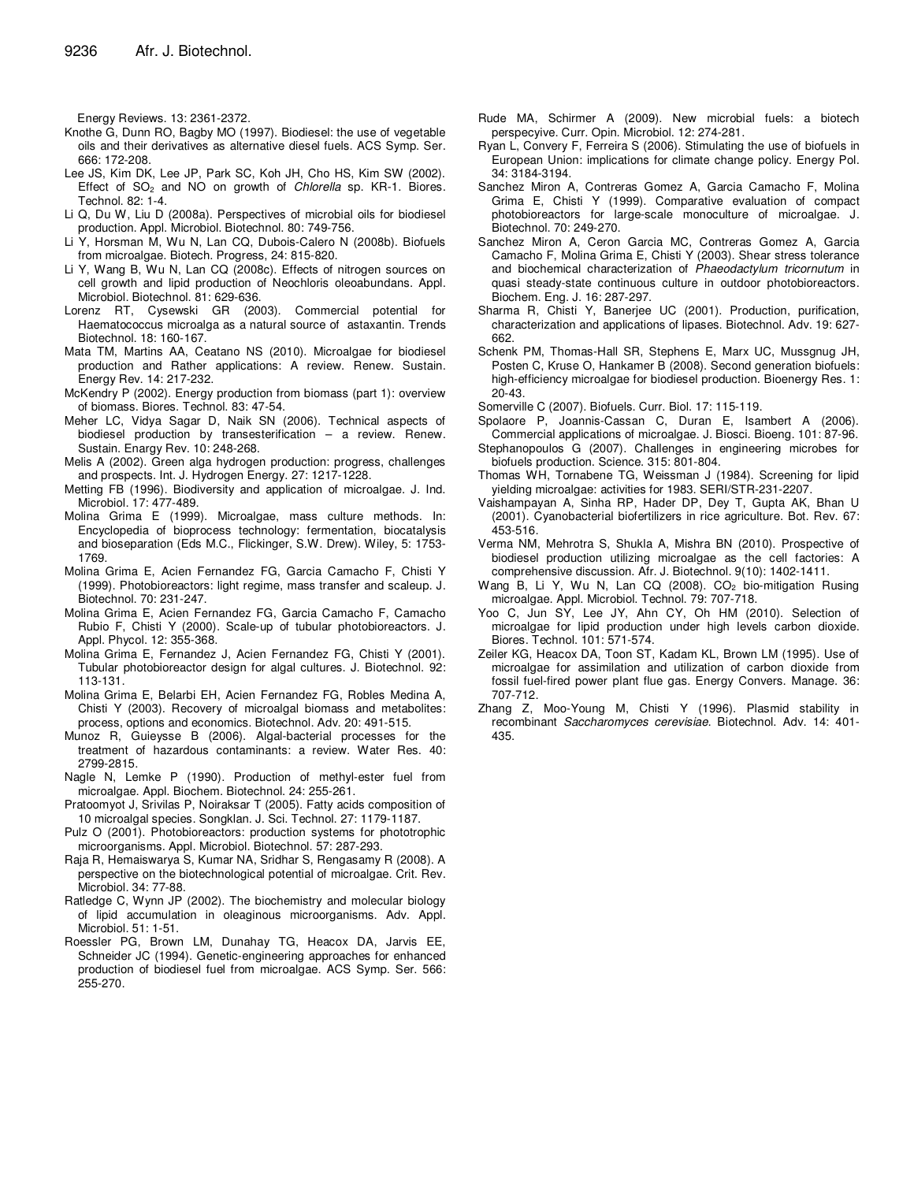Energy Reviews. 13: 2361-2372.

Knothe G, Dunn RO, Bagby MO (1997). Biodiesel: the use of vegetable oils and their derivatives as alternative diesel fuels. ACS Symp. Ser. 666: 172-208.

Lee JS, Kim DK, Lee JP, Park SC, Koh JH, Cho HS, Kim SW (2002). Effect of $SO_2$ and NO on growth of *Chlorella* sp. KR-1. Biores. Technol. 82: 1-4.

Li Q, Du W, Liu D (2008a). Perspectives of microbial oils for biodiesel production. Appl. Microbiol. Biotechnol. 80: 749-756.

Li Y, Horsman M, Wu N, Lan CQ, Dubois-Calero N (2008b). Biofuels from microalgae. Biotech. Progress, 24: 815-820.

Li Y, Wang B, Wu N, Lan CQ (2008c). Effects of nitrogen sources on cell growth and lipid production of Neochloris oleoabundans. Appl. Microbiol. Biotechnol. 81: 629-636.

Lorenz RT, Cysewski GR (2003). Commercial potential for Haematococcus microalga as a natural source of astaxantin. Trends Biotechnol. 18: 160-167.

Mata TM, Martins AA, Ceatano NS (2010). Microalgae for biodiesel production and Rather applications: A review. Renew. Sustain. Energy Rev. 14: 217-232.

McKendry P (2002). Energy production from biomass (part 1): overview of biomass. Biores. Technol. 83: 47-54.

Meher LC, Vidya Sagar D, Naik SN (2006). Technical aspects of biodiesel production by transesterification – a review. Renew. Sustain. Enargy Rev. 10: 248-268.

Melis A (2002). Green alga hydrogen production: progress, challenges and prospects. Int. J. Hydrogen Energy. 27: 1217-1228.

Metting FB (1996). Biodiversity and application of microalgae. J. Ind. Microbiol. 17: 477-489.

Molina Grima E (1999). Microalgae, mass culture methods. In: Encyclopedia of bioprocess technology: fermentation, biocatalysis and bioseparation (Eds M.C., Flickinger, S.W. Drew). Wiley, 5: 1753-1769.

Molina Grima E, Acien Fernandez FG, Garcia Camacho F, Chisti Y (1999). Photobioreactors: light regime, mass transfer and scaleup. J. Biotechnol. 70: 231-247.

Molina Grima E, Acien Fernandez FG, Garcia Camacho F, Camacho Rubio F, Chisti Y (2000). Scale-up of tubular photobioreactors. J. Appl. Phycol. 12: 355-368.

Molina Grima E, Fernandez J, Acien Fernandez FG, Chisti Y (2001). Tubular photobioreactor design for algal cultures. J. Biotechnol. 92: 113-131.

Molina Grima E, Belarbi EH, Acien Fernandez FG, Robles Medina A, Chisti Y (2003). Recovery of microalgal biomass and metabolites: process, options and economics. Biotechnol. Adv. 20: 491-515.

Munoz R, Guieysse B (2006). Algal-bacterial processes for the treatment of hazardous contaminants: a review. Water Res. 40: 2799-2815.

Nagle N, Lemke P (1990). Production of methyl-ester fuel from microalgae. Appl. Biochem. Biotechnol. 24: 255-261.

Pratoomyot J, Srivilas P, Noiraksar T (2005). Fatty acids composition of 10 microalgal species. Songklan. J. Sci. Technol. 27: 1179-1187.

Pulz O (2001). Photobioreactors: production systems for phototrophic microorganisms. Appl. Microbiol. Biotechnol. 57: 287-293.

Raja R, Hemaiswarya S, Kumar NA, Sridhar S, Rengasamy R (2008). A perspective on the biotechnological potential of microalgae. Crit. Rev. Microbiol. 34: 77-88.

Ratledge C, Wynn JP (2002). The biochemistry and molecular biology of lipid accumulation in oleaginous microorganisms. Adv. Appl. Microbiol. 51: 1-51.

Roessler PG, Brown LM, Dunahay TG, Heacox DA, Jarvis EE, Schneider JC (1994). Genetic-engineering approaches for enhanced production of biodiesel fuel from microalgae. ACS Symp. Ser. 566: 255-270.

Rude MA, Schirmer A (2009). New microbial fuels: a biotech perspecyive. Curr. Opin. Microbiol. 12: 274-281.

Ryan L, Convery F, Ferreira S (2006). Stimulating the use of biofuels in European Union: implications for climate change policy. Energy Pol. 34: 3184-3194.

Sanchez Miron A, Contreras Gomez A, Garcia Camacho F, Molina Grima E, Chisti Y (1999). Comparative evaluation of compact photobioreactors for large-scale monoculture of microalgae. J. Biotechnol. 70: 249-270.

Sanchez Miron A, Ceron Garcia MC, Contreras Gomez A, Garcia Camacho F, Molina Grima E, Chisti Y (2003). Shear stress tolerance and biochemical characterization of *Phaeodactylum tricornutum* in quasi steady-state continuous culture in outdoor photobioreactors. Biochem. Eng. J. 16: 287-297.

Sharma R, Chisti Y, Banerjee UC (2001). Production, purification, characterization and applications of lipases. Biotechnol. Adv. 19: 627-662.

Schenk PM, Thomas-Hall SR, Stephens E, Marx UC, Mussgnug JH, Posten C, Kruse O, Hankamer B (2008). Second generation biofuels: high-efficiency microalgae for biodiesel production. Bioenergy Res. 1: 20-43.

Somerville C (2007). Biofuels. Curr. Biol. 17: 115-119.

Spolaore P, Joannis-Cassan C, Duran E, Isambert A (2006). Commercial applications of microalgae. J. Biosci. Bioeng. 101: 87-96.

Stephanopoulos G (2007). Challenges in engineering microbes for biofuels production. Science. 315: 801-804.

Thomas WH, Tornabene TG, Weissman J (1984). Screening for lipid yielding microalgae: activities for 1983. SERI/STR-231-2207.

Vaishampayan A, Sinha RP, Hader DP, Dey T, Gupta AK, Bhan U (2001). Cyanobacterial biofertilizers in rice agriculture. Bot. Rev. 67: 453-516.

Verma NM, Mehrotra S, Shukla A, Mishra BN (2010). Prospective of biodiesel production utilizing microalgae as the cell factories: A comprehensive discussion. Afr. J. Biotechnol. 9(10): 1402-1411.

Wang B, Li Y, Wu N, Lan CQ (2008). $CO_2$ bio-mitigation Rusing microalgae. Appl. Microbiol. Technol. 79: 707-718.

Yoo C, Jun SY, Lee JY, Ahn CY, Oh HM (2010). Selection of microalgae for lipid production under high levels carbon dioxide. Biores. Technol. 101: 571-574.

Zeiler KG, Heacox DA, Toon ST, Kadam KL, Brown LM (1995). Use of microalgae for assimilation and utilization of carbon dioxide from fossil fuel-fired power plant flue gas. Energy Convers. Manage. 36: 707-712.

Zhang Z, Moo-Young M, Chisti Y (1996). Plasmid stability in recombinant *Saccharomyces cerevisiae*. Biotechnol. Adv. 14: 401-435.